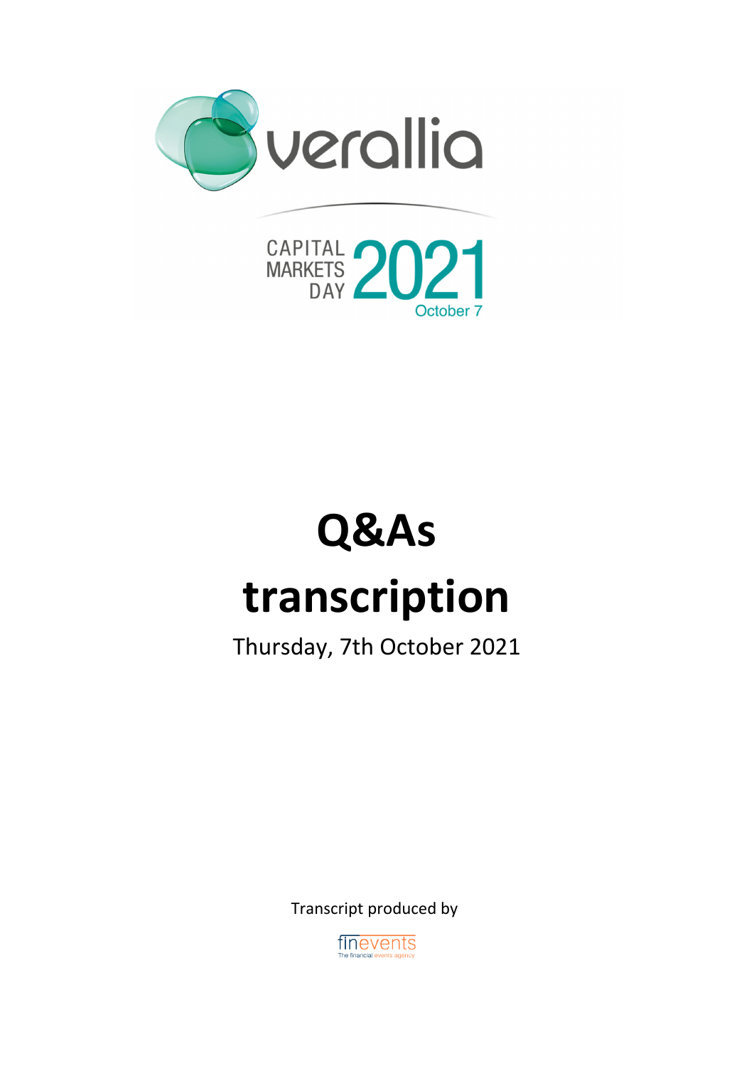verallia

CAPITAL MARKETS DAY 2021 October 7

# Q&As transcription

Thursday, 7th October 2021

Transcript produced by

finevents
The financial events agency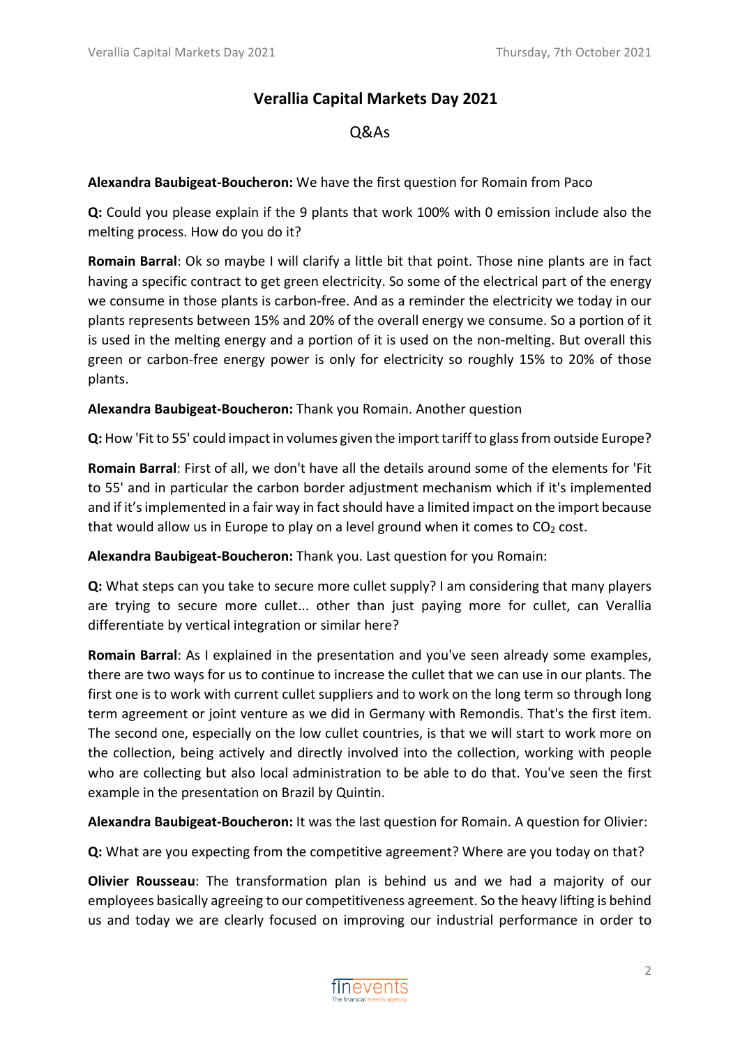# Verallia Capital Markets Day 2021

Q&As

**Alexandra Baubigeat-Boucheron:** We have the first question for Romain from Paco

**Q:** Could you please explain if the 9 plants that work 100% with 0 emission include also the melting process. How do you do it?

**Romain Barral**: Ok so maybe I will clarify a little bit that point. Those nine plants are in fact having a specific contract to get green electricity. So some of the electrical part of the energy we consume in those plants is carbon-free. And as a reminder the electricity we today in our plants represents between 15% and 20% of the overall energy we consume. So a portion of it is used in the melting energy and a portion of it is used on the non-melting. But overall this green or carbon-free energy power is only for electricity so roughly 15% to 20% of those plants.

**Alexandra Baubigeat-Boucheron:** Thank you Romain. Another question

**Q:** How 'Fit to 55' could impact in volumes given the import tariff to glass from outside Europe?

**Romain Barral**: First of all, we don't have all the details around some of the elements for 'Fit to 55' and in particular the carbon border adjustment mechanism which if it's implemented and if it's implemented in a fair way in fact should have a limited impact on the import because that would allow us in Europe to play on a level ground when it comes to $CO_2$ cost.

**Alexandra Baubigeat-Boucheron:** Thank you. Last question for you Romain:

**Q:** What steps can you take to secure more cullet supply? I am considering that many players are trying to secure more cullet... other than just paying more for cullet, can Verallia differentiate by vertical integration or similar here?

**Romain Barral**: As I explained in the presentation and you've seen already some examples, there are two ways for us to continue to increase the cullet that we can use in our plants. The first one is to work with current cullet suppliers and to work on the long term so through long term agreement or joint venture as we did in Germany with Remondis. That's the first item. The second one, especially on the low cullet countries, is that we will start to work more on the collection, being actively and directly involved into the collection, working with people who are collecting but also local administration to be able to do that. You've seen the first example in the presentation on Brazil by Quintin.

**Alexandra Baubigeat-Boucheron:** It was the last question for Romain. A question for Olivier:

**Q:** What are you expecting from the competitive agreement? Where are you today on that?

**Olivier Rousseau**: The transformation plan is behind us and we had a majority of our employees basically agreeing to our competitiveness agreement. So the heavy lifting is behind us and today we are clearly focused on improving our industrial performance in order to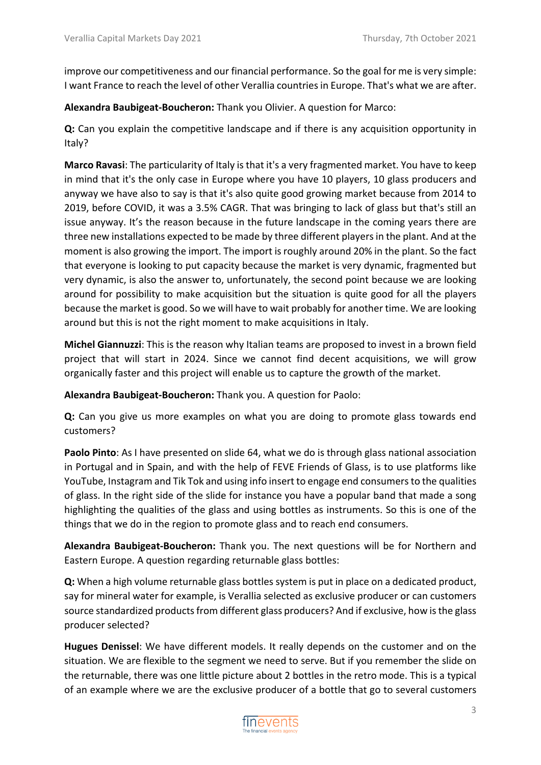improve our competitiveness and our financial performance. So the goal for me is very simple: I want France to reach the level of other Verallia countries in Europe. That's what we are after.

**Alexandra Baubigeat-Boucheron:** Thank you Olivier. A question for Marco:

**Q:** Can you explain the competitive landscape and if there is any acquisition opportunity in Italy?

**Marco Ravasi**: The particularity of Italy is that it's a very fragmented market. You have to keep in mind that it's the only case in Europe where you have 10 players, 10 glass producers and anyway we have also to say is that it's also quite good growing market because from 2014 to 2019, before COVID, it was a 3.5% CAGR. That was bringing to lack of glass but that's still an issue anyway. It's the reason because in the future landscape in the coming years there are three new installations expected to be made by three different players in the plant. And at the moment is also growing the import. The import is roughly around 20% in the plant. So the fact that everyone is looking to put capacity because the market is very dynamic, fragmented but very dynamic, is also the answer to, unfortunately, the second point because we are looking around for possibility to make acquisition but the situation is quite good for all the players because the market is good. So we will have to wait probably for another time. We are looking around but this is not the right moment to make acquisitions in Italy.

**Michel Giannuzzi**: This is the reason why Italian teams are proposed to invest in a brown field project that will start in 2024. Since we cannot find decent acquisitions, we will grow organically faster and this project will enable us to capture the growth of the market.

**Alexandra Baubigeat-Boucheron:** Thank you. A question for Paolo:

**Q:** Can you give us more examples on what you are doing to promote glass towards end customers?

**Paolo Pinto**: As I have presented on slide 64, what we do is through glass national association in Portugal and in Spain, and with the help of FEVE Friends of Glass, is to use platforms like YouTube, Instagram and Tik Tok and using info insert to engage end consumers to the qualities of glass. In the right side of the slide for instance you have a popular band that made a song highlighting the qualities of the glass and using bottles as instruments. So this is one of the things that we do in the region to promote glass and to reach end consumers.

**Alexandra Baubigeat-Boucheron:** Thank you. The next questions will be for Northern and Eastern Europe. A question regarding returnable glass bottles:

**Q:** When a high volume returnable glass bottles system is put in place on a dedicated product, say for mineral water for example, is Verallia selected as exclusive producer or can customers source standardized products from different glass producers? And if exclusive, how is the glass producer selected?

**Hugues Denissel**: We have different models. It really depends on the customer and on the situation. We are flexible to the segment we need to serve. But if you remember the slide on the returnable, there was one little picture about 2 bottles in the retro mode. This is a typical of an example where we are the exclusive producer of a bottle that go to several customers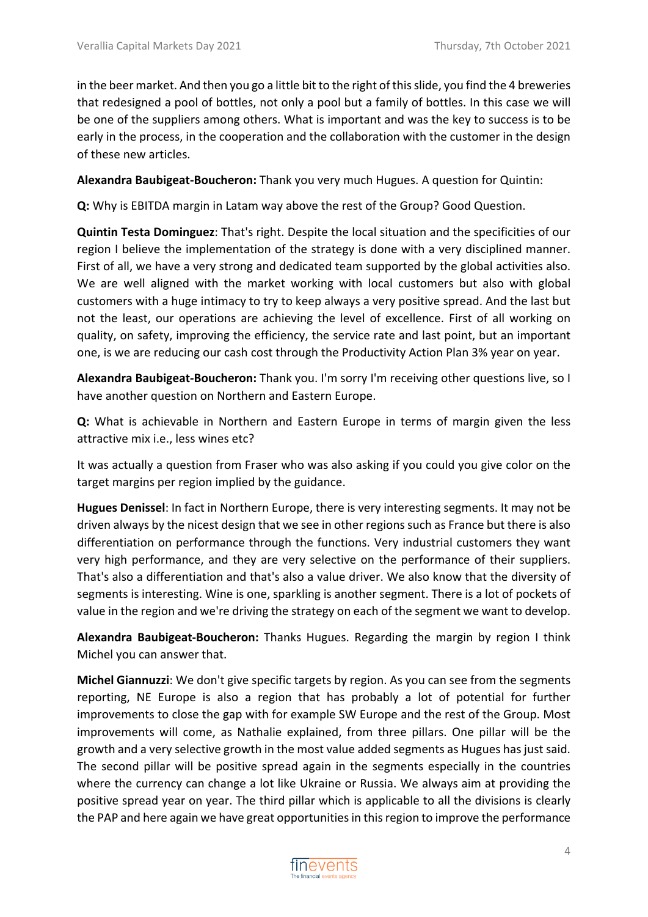in the beer market. And then you go a little bit to the right of this slide, you find the 4 breweries that redesigned a pool of bottles, not only a pool but a family of bottles. In this case we will be one of the suppliers among others. What is important and was the key to success is to be early in the process, in the cooperation and the collaboration with the customer in the design of these new articles.

**Alexandra Baubigeat-Boucheron:** Thank you very much Hugues. A question for Quintin:

**Q:** Why is EBITDA margin in Latam way above the rest of the Group? Good Question.

**Quintin Testa Dominguez**: That's right. Despite the local situation and the specificities of our region I believe the implementation of the strategy is done with a very disciplined manner. First of all, we have a very strong and dedicated team supported by the global activities also. We are well aligned with the market working with local customers but also with global customers with a huge intimacy to try to keep always a very positive spread. And the last but not the least, our operations are achieving the level of excellence. First of all working on quality, on safety, improving the efficiency, the service rate and last point, but an important one, is we are reducing our cash cost through the Productivity Action Plan 3% year on year.

**Alexandra Baubigeat-Boucheron:** Thank you. I'm sorry I'm receiving other questions live, so I have another question on Northern and Eastern Europe.

**Q:** What is achievable in Northern and Eastern Europe in terms of margin given the less attractive mix i.e., less wines etc?

It was actually a question from Fraser who was also asking if you could you give color on the target margins per region implied by the guidance.

**Hugues Denissel**: In fact in Northern Europe, there is very interesting segments. It may not be driven always by the nicest design that we see in other regions such as France but there is also differentiation on performance through the functions. Very industrial customers they want very high performance, and they are very selective on the performance of their suppliers. That's also a differentiation and that's also a value driver. We also know that the diversity of segments is interesting. Wine is one, sparkling is another segment. There is a lot of pockets of value in the region and we're driving the strategy on each of the segment we want to develop.

**Alexandra Baubigeat-Boucheron:** Thanks Hugues. Regarding the margin by region I think Michel you can answer that.

**Michel Giannuzzi**: We don't give specific targets by region. As you can see from the segments reporting, NE Europe is also a region that has probably a lot of potential for further improvements to close the gap with for example SW Europe and the rest of the Group. Most improvements will come, as Nathalie explained, from three pillars. One pillar will be the growth and a very selective growth in the most value added segments as Hugues has just said. The second pillar will be positive spread again in the segments especially in the countries where the currency can change a lot like Ukraine or Russia. We always aim at providing the positive spread year on year. The third pillar which is applicable to all the divisions is clearly the PAP and here again we have great opportunities in this region to improve the performance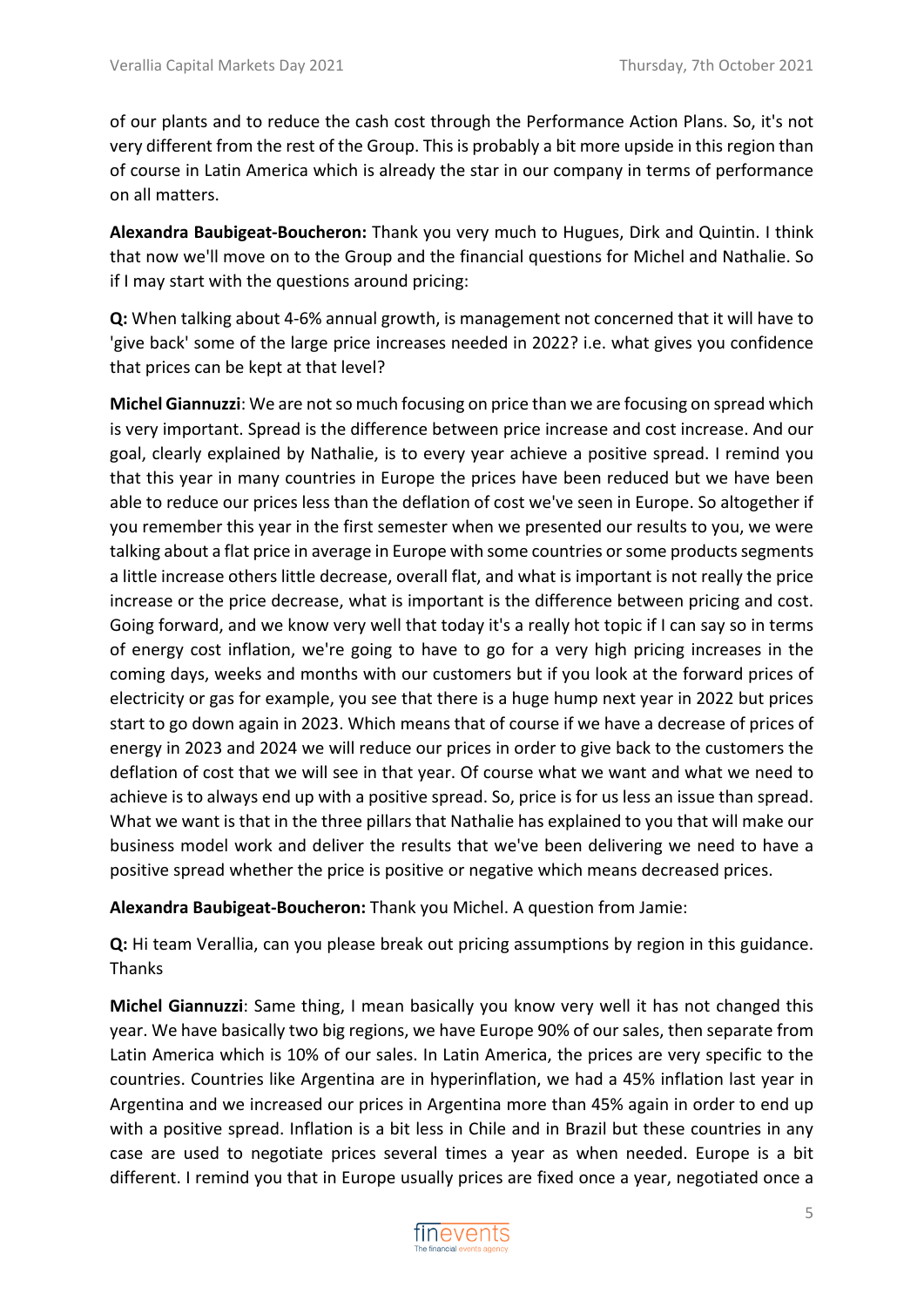of our plants and to reduce the cash cost through the Performance Action Plans. So, it's not very different from the rest of the Group. This is probably a bit more upside in this region than of course in Latin America which is already the star in our company in terms of performance on all matters.

**Alexandra Baubigeat-Boucheron:** Thank you very much to Hugues, Dirk and Quintin. I think that now we'll move on to the Group and the financial questions for Michel and Nathalie. So if I may start with the questions around pricing:

**Q:** When talking about 4-6% annual growth, is management not concerned that it will have to 'give back' some of the large price increases needed in 2022? i.e. what gives you confidence that prices can be kept at that level?

**Michel Giannuzzi**: We are not so much focusing on price than we are focusing on spread which is very important. Spread is the difference between price increase and cost increase. And our goal, clearly explained by Nathalie, is to every year achieve a positive spread. I remind you that this year in many countries in Europe the prices have been reduced but we have been able to reduce our prices less than the deflation of cost we've seen in Europe. So altogether if you remember this year in the first semester when we presented our results to you, we were talking about a flat price in average in Europe with some countries or some products segments a little increase others little decrease, overall flat, and what is important is not really the price increase or the price decrease, what is important is the difference between pricing and cost. Going forward, and we know very well that today it's a really hot topic if I can say so in terms of energy cost inflation, we're going to have to go for a very high pricing increases in the coming days, weeks and months with our customers but if you look at the forward prices of electricity or gas for example, you see that there is a huge hump next year in 2022 but prices start to go down again in 2023. Which means that of course if we have a decrease of prices of energy in 2023 and 2024 we will reduce our prices in order to give back to the customers the deflation of cost that we will see in that year. Of course what we want and what we need to achieve is to always end up with a positive spread. So, price is for us less an issue than spread. What we want is that in the three pillars that Nathalie has explained to you that will make our business model work and deliver the results that we've been delivering we need to have a positive spread whether the price is positive or negative which means decreased prices.

**Alexandra Baubigeat-Boucheron:** Thank you Michel. A question from Jamie:

**Q:** Hi team Verallia, can you please break out pricing assumptions by region in this guidance. Thanks

**Michel Giannuzzi**: Same thing, I mean basically you know very well it has not changed this year. We have basically two big regions, we have Europe 90% of our sales, then separate from Latin America which is 10% of our sales. In Latin America, the prices are very specific to the countries. Countries like Argentina are in hyperinflation, we had a 45% inflation last year in Argentina and we increased our prices in Argentina more than 45% again in order to end up with a positive spread. Inflation is a bit less in Chile and in Brazil but these countries in any case are used to negotiate prices several times a year as when needed. Europe is a bit different. I remind you that in Europe usually prices are fixed once a year, negotiated once a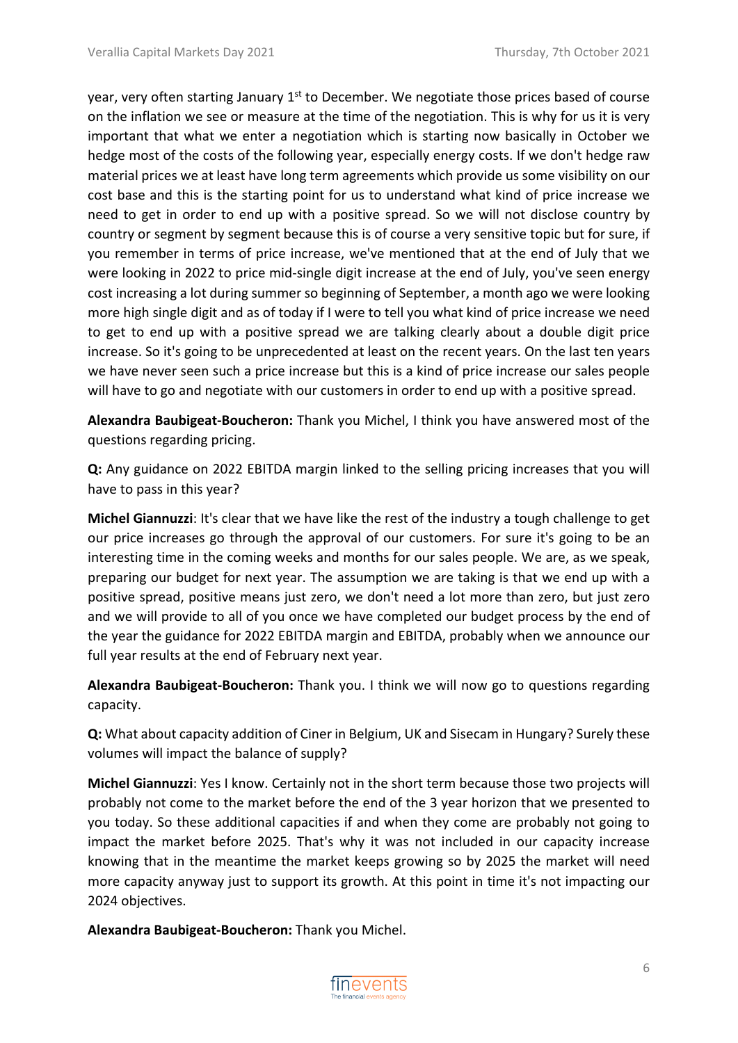year, very often starting January 1st to December. We negotiate those prices based of course on the inflation we see or measure at the time of the negotiation. This is why for us it is very important that what we enter a negotiation which is starting now basically in October we hedge most of the costs of the following year, especially energy costs. If we don't hedge raw material prices we at least have long term agreements which provide us some visibility on our cost base and this is the starting point for us to understand what kind of price increase we need to get in order to end up with a positive spread. So we will not disclose country by country or segment by segment because this is of course a very sensitive topic but for sure, if you remember in terms of price increase, we've mentioned that at the end of July that we were looking in 2022 to price mid-single digit increase at the end of July, you've seen energy cost increasing a lot during summer so beginning of September, a month ago we were looking more high single digit and as of today if I were to tell you what kind of price increase we need to get to end up with a positive spread we are talking clearly about a double digit price increase. So it's going to be unprecedented at least on the recent years. On the last ten years we have never seen such a price increase but this is a kind of price increase our sales people will have to go and negotiate with our customers in order to end up with a positive spread.

**Alexandra Baubigeat-Boucheron:** Thank you Michel, I think you have answered most of the questions regarding pricing.

**Q:** Any guidance on 2022 EBITDA margin linked to the selling pricing increases that you will have to pass in this year?

**Michel Giannuzzi**: It's clear that we have like the rest of the industry a tough challenge to get our price increases go through the approval of our customers. For sure it's going to be an interesting time in the coming weeks and months for our sales people. We are, as we speak, preparing our budget for next year. The assumption we are taking is that we end up with a positive spread, positive means just zero, we don't need a lot more than zero, but just zero and we will provide to all of you once we have completed our budget process by the end of the year the guidance for 2022 EBITDA margin and EBITDA, probably when we announce our full year results at the end of February next year.

**Alexandra Baubigeat-Boucheron:** Thank you. I think we will now go to questions regarding capacity.

**Q:** What about capacity addition of Ciner in Belgium, UK and Sisecam in Hungary? Surely these volumes will impact the balance of supply?

**Michel Giannuzzi**: Yes I know. Certainly not in the short term because those two projects will probably not come to the market before the end of the 3 year horizon that we presented to you today. So these additional capacities if and when they come are probably not going to impact the market before 2025. That's why it was not included in our capacity increase knowing that in the meantime the market keeps growing so by 2025 the market will need more capacity anyway just to support its growth. At this point in time it's not impacting our 2024 objectives.

**Alexandra Baubigeat-Boucheron:** Thank you Michel.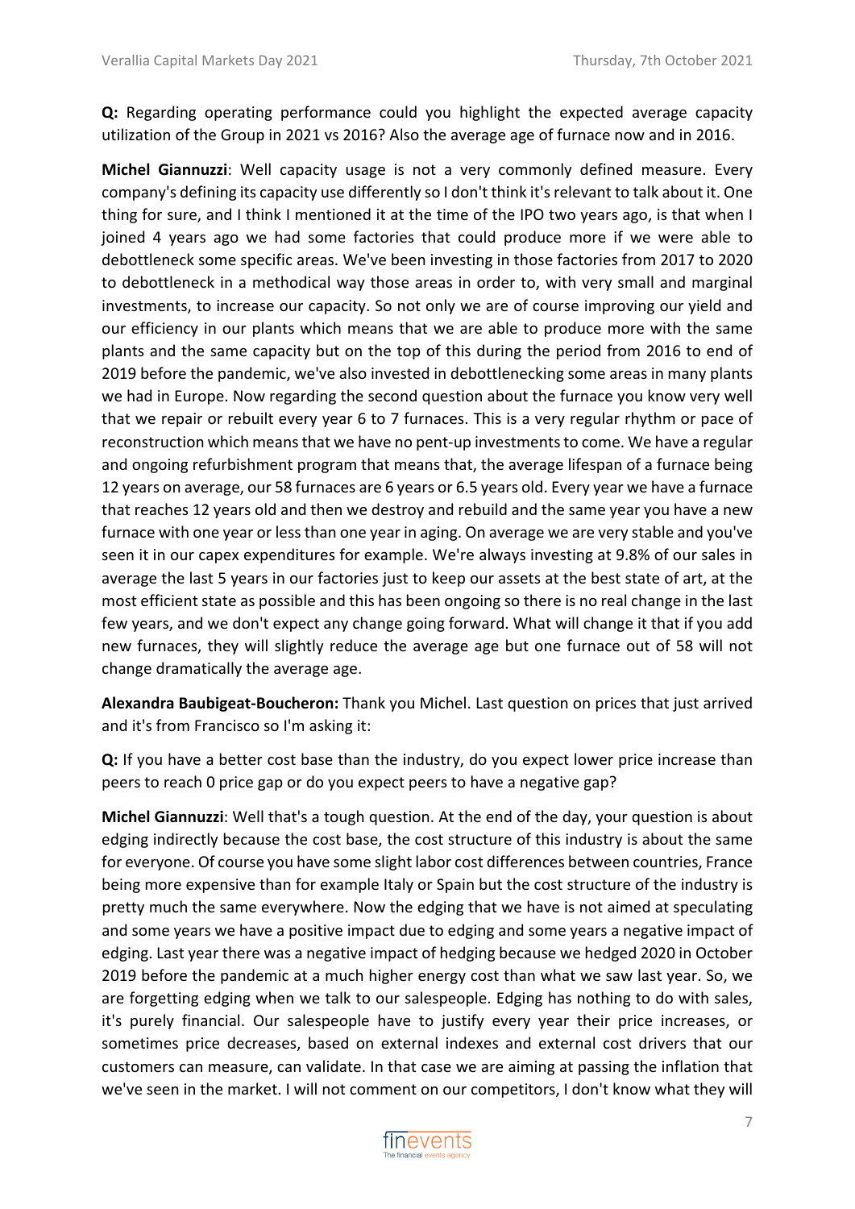**Q:** Regarding operating performance could you highlight the expected average capacity utilization of the Group in 2021 vs 2016? Also the average age of furnace now and in 2016.

**Michel Giannuzzi**: Well capacity usage is not a very commonly defined measure. Every company's defining its capacity use differently so I don't think it's relevant to talk about it. One thing for sure, and I think I mentioned it at the time of the IPO two years ago, is that when I joined 4 years ago we had some factories that could produce more if we were able to debottleneck some specific areas. We've been investing in those factories from 2017 to 2020 to debottleneck in a methodical way those areas in order to, with very small and marginal investments, to increase our capacity. So not only we are of course improving our yield and our efficiency in our plants which means that we are able to produce more with the same plants and the same capacity but on the top of this during the period from 2016 to end of 2019 before the pandemic, we've also invested in debottlenecking some areas in many plants we had in Europe. Now regarding the second question about the furnace you know very well that we repair or rebuilt every year 6 to 7 furnaces. This is a very regular rhythm or pace of reconstruction which means that we have no pent-up investments to come. We have a regular and ongoing refurbishment program that means that, the average lifespan of a furnace being 12 years on average, our 58 furnaces are 6 years or 6.5 years old. Every year we have a furnace that reaches 12 years old and then we destroy and rebuild and the same year you have a new furnace with one year or less than one year in aging. On average we are very stable and you've seen it in our capex expenditures for example. We're always investing at 9.8% of our sales in average the last 5 years in our factories just to keep our assets at the best state of art, at the most efficient state as possible and this has been ongoing so there is no real change in the last few years, and we don't expect any change going forward. What will change it that if you add new furnaces, they will slightly reduce the average age but one furnace out of 58 will not change dramatically the average age.

**Alexandra Baubigeat-Boucheron:** Thank you Michel. Last question on prices that just arrived and it's from Francisco so I'm asking it:

**Q:** If you have a better cost base than the industry, do you expect lower price increase than peers to reach 0 price gap or do you expect peers to have a negative gap?

**Michel Giannuzzi**: Well that's a tough question. At the end of the day, your question is about edging indirectly because the cost base, the cost structure of this industry is about the same for everyone. Of course you have some slight labor cost differences between countries, France being more expensive than for example Italy or Spain but the cost structure of the industry is pretty much the same everywhere. Now the edging that we have is not aimed at speculating and some years we have a positive impact due to edging and some years a negative impact of edging. Last year there was a negative impact of hedging because we hedged 2020 in October 2019 before the pandemic at a much higher energy cost than what we saw last year. So, we are forgetting edging when we talk to our salespeople. Edging has nothing to do with sales, it's purely financial. Our salespeople have to justify every year their price increases, or sometimes price decreases, based on external indexes and external cost drivers that our customers can measure, can validate. In that case we are aiming at passing the inflation that we've seen in the market. I will not comment on our competitors, I don't know what they will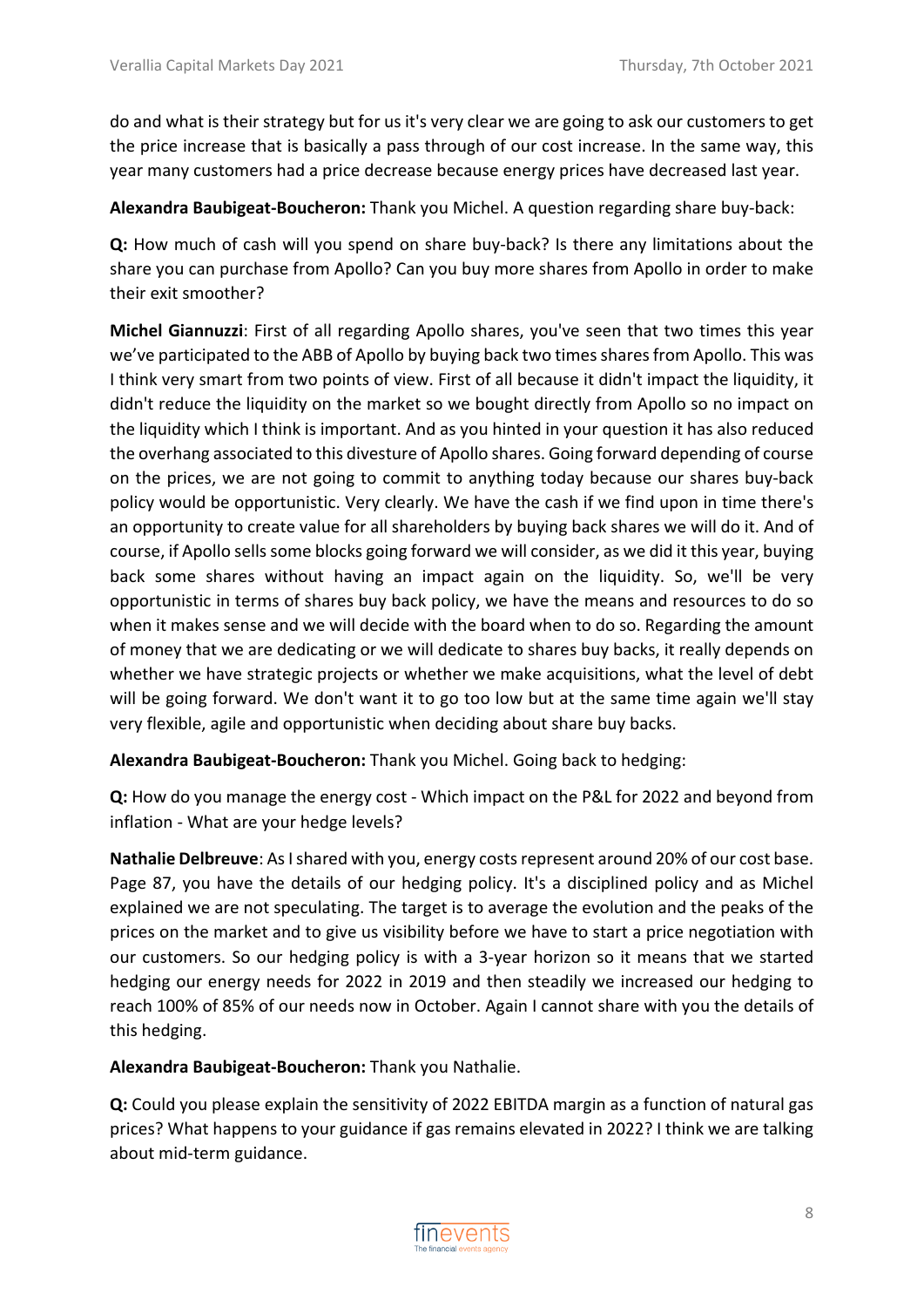do and what is their strategy but for us it's very clear we are going to ask our customers to get the price increase that is basically a pass through of our cost increase. In the same way, this year many customers had a price decrease because energy prices have decreased last year.

**Alexandra Baubigeat-Boucheron:** Thank you Michel. A question regarding share buy-back:

**Q:** How much of cash will you spend on share buy-back? Is there any limitations about the share you can purchase from Apollo? Can you buy more shares from Apollo in order to make their exit smoother?

**Michel Giannuzzi**: First of all regarding Apollo shares, you've seen that two times this year we've participated to the ABB of Apollo by buying back two times shares from Apollo. This was I think very smart from two points of view. First of all because it didn't impact the liquidity, it didn't reduce the liquidity on the market so we bought directly from Apollo so no impact on the liquidity which I think is important. And as you hinted in your question it has also reduced the overhang associated to this divesture of Apollo shares. Going forward depending of course on the prices, we are not going to commit to anything today because our shares buy-back policy would be opportunistic. Very clearly. We have the cash if we find upon in time there's an opportunity to create value for all shareholders by buying back shares we will do it. And of course, if Apollo sells some blocks going forward we will consider, as we did it this year, buying back some shares without having an impact again on the liquidity. So, we'll be very opportunistic in terms of shares buy back policy, we have the means and resources to do so when it makes sense and we will decide with the board when to do so. Regarding the amount of money that we are dedicating or we will dedicate to shares buy backs, it really depends on whether we have strategic projects or whether we make acquisitions, what the level of debt will be going forward. We don't want it to go too low but at the same time again we'll stay very flexible, agile and opportunistic when deciding about share buy backs.

**Alexandra Baubigeat-Boucheron:** Thank you Michel. Going back to hedging:

**Q:** How do you manage the energy cost - Which impact on the P&L for 2022 and beyond from inflation - What are your hedge levels?

**Nathalie Delbreuve**: As I shared with you, energy costs represent around 20% of our cost base. Page 87, you have the details of our hedging policy. It's a disciplined policy and as Michel explained we are not speculating. The target is to average the evolution and the peaks of the prices on the market and to give us visibility before we have to start a price negotiation with our customers. So our hedging policy is with a 3-year horizon so it means that we started hedging our energy needs for 2022 in 2019 and then steadily we increased our hedging to reach 100% of 85% of our needs now in October. Again I cannot share with you the details of this hedging.

**Alexandra Baubigeat-Boucheron:** Thank you Nathalie.

**Q:** Could you please explain the sensitivity of 2022 EBITDA margin as a function of natural gas prices? What happens to your guidance if gas remains elevated in 2022? I think we are talking about mid-term guidance.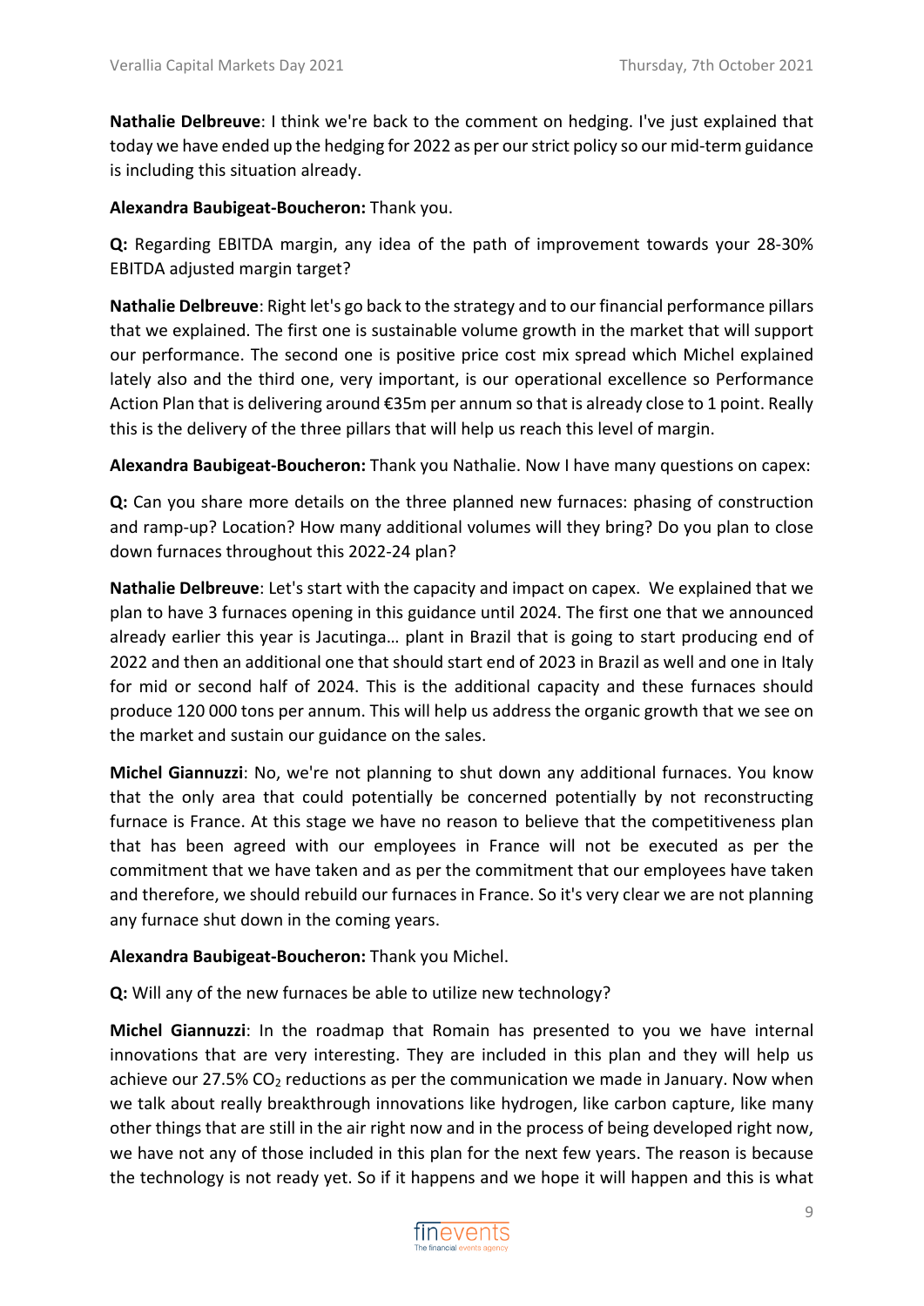**Nathalie Delbreuve**: I think we're back to the comment on hedging. I've just explained that today we have ended up the hedging for 2022 as per our strict policy so our mid-term guidance is including this situation already.

**Alexandra Baubigeat-Boucheron:** Thank you.

**Q:** Regarding EBITDA margin, any idea of the path of improvement towards your 28-30% EBITDA adjusted margin target?

**Nathalie Delbreuve**: Right let's go back to the strategy and to our financial performance pillars that we explained. The first one is sustainable volume growth in the market that will support our performance. The second one is positive price cost mix spread which Michel explained lately also and the third one, very important, is our operational excellence so Performance Action Plan that is delivering around €35m per annum so that is already close to 1 point. Really this is the delivery of the three pillars that will help us reach this level of margin.

**Alexandra Baubigeat-Boucheron:** Thank you Nathalie. Now I have many questions on capex:

**Q:** Can you share more details on the three planned new furnaces: phasing of construction and ramp-up? Location? How many additional volumes will they bring? Do you plan to close down furnaces throughout this 2022-24 plan?

**Nathalie Delbreuve**: Let's start with the capacity and impact on capex. We explained that we plan to have 3 furnaces opening in this guidance until 2024. The first one that we announced already earlier this year is Jacutinga… plant in Brazil that is going to start producing end of 2022 and then an additional one that should start end of 2023 in Brazil as well and one in Italy for mid or second half of 2024. This is the additional capacity and these furnaces should produce 120 000 tons per annum. This will help us address the organic growth that we see on the market and sustain our guidance on the sales.

**Michel Giannuzzi**: No, we're not planning to shut down any additional furnaces. You know that the only area that could potentially be concerned potentially by not reconstructing furnace is France. At this stage we have no reason to believe that the competitiveness plan that has been agreed with our employees in France will not be executed as per the commitment that we have taken and as per the commitment that our employees have taken and therefore, we should rebuild our furnaces in France. So it's very clear we are not planning any furnace shut down in the coming years.

**Alexandra Baubigeat-Boucheron:** Thank you Michel.

**Q:** Will any of the new furnaces be able to utilize new technology?

**Michel Giannuzzi**: In the roadmap that Romain has presented to you we have internal innovations that are very interesting. They are included in this plan and they will help us achieve our 27.5% $CO_2$ reductions as per the communication we made in January. Now when we talk about really breakthrough innovations like hydrogen, like carbon capture, like many other things that are still in the air right now and in the process of being developed right now, we have not any of those included in this plan for the next few years. The reason is because the technology is not ready yet. So if it happens and we hope it will happen and this is what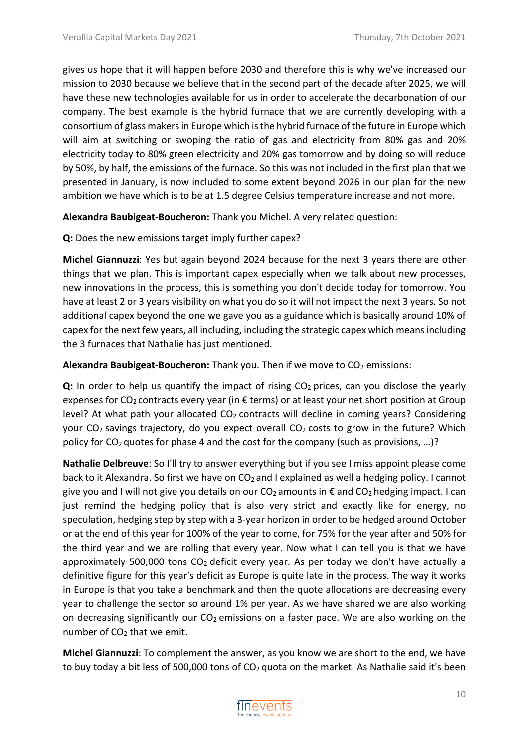gives us hope that it will happen before 2030 and therefore this is why we've increased our mission to 2030 because we believe that in the second part of the decade after 2025, we will have these new technologies available for us in order to accelerate the decarbonation of our company. The best example is the hybrid furnace that we are currently developing with a consortium of glass makers in Europe which is the hybrid furnace of the future in Europe which will aim at switching or swoping the ratio of gas and electricity from 80% gas and 20% electricity today to 80% green electricity and 20% gas tomorrow and by doing so will reduce by 50%, by half, the emissions of the furnace. So this was not included in the first plan that we presented in January, is now included to some extent beyond 2026 in our plan for the new ambition we have which is to be at 1.5 degree Celsius temperature increase and not more.

**Alexandra Baubigeat-Boucheron:** Thank you Michel. A very related question:

**Q:** Does the new emissions target imply further capex?

**Michel Giannuzzi**: Yes but again beyond 2024 because for the next 3 years there are other things that we plan. This is important capex especially when we talk about new processes, new innovations in the process, this is something you don't decide today for tomorrow. You have at least 2 or 3 years visibility on what you do so it will not impact the next 3 years. So not additional capex beyond the one we gave you as a guidance which is basically around 10% of capex for the next few years, all including, including the strategic capex which means including the 3 furnaces that Nathalie has just mentioned.

**Alexandra Baubigeat-Boucheron:** Thank you. Then if we move to $CO_2$ emissions:

**Q:** In order to help us quantify the impact of rising $CO_2$ prices, can you disclose the yearly expenses for $CO_2$ contracts every year (in € terms) or at least your net short position at Group level? At what path your allocated $CO_2$ contracts will decline in coming years? Considering your $CO_2$ savings trajectory, do you expect overall $CO_2$ costs to grow in the future? Which policy for $CO_2$ quotes for phase 4 and the cost for the company (such as provisions, …)?

**Nathalie Delbreuve**: So I'll try to answer everything but if you see I miss appoint please come back to it Alexandra. So first we have on $CO_2$ and I explained as well a hedging policy. I cannot give you and I will not give you details on our $CO_2$ amounts in € and $CO_2$ hedging impact. I can just remind the hedging policy that is also very strict and exactly like for energy, no speculation, hedging step by step with a 3-year horizon in order to be hedged around October or at the end of this year for 100% of the year to come, for 75% for the year after and 50% for the third year and we are rolling that every year. Now what I can tell you is that we have approximately 500,000 tons $CO_2$ deficit every year. As per today we don't have actually a definitive figure for this year's deficit as Europe is quite late in the process. The way it works in Europe is that you take a benchmark and then the quote allocations are decreasing every year to challenge the sector so around 1% per year. As we have shared we are also working on decreasing significantly our $CO_2$ emissions on a faster pace. We are also working on the number of $CO_2$ that we emit.

**Michel Giannuzzi**: To complement the answer, as you know we are short to the end, we have to buy today a bit less of 500,000 tons of $CO_2$ quota on the market. As Nathalie said it's been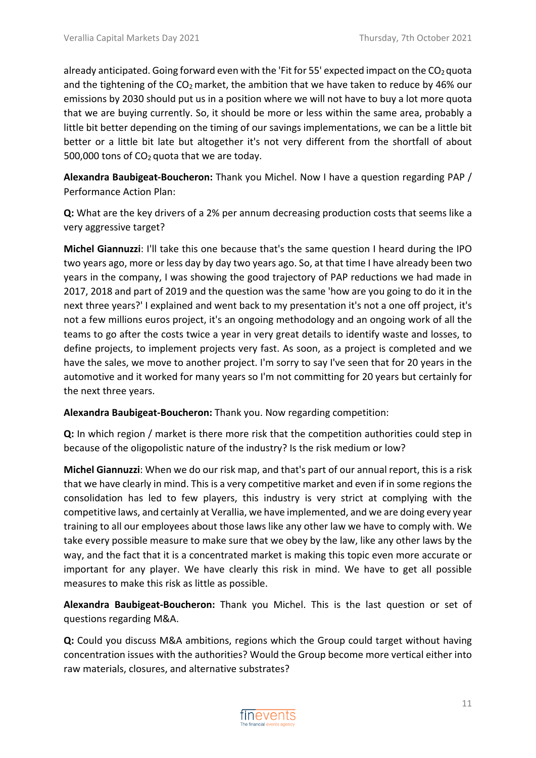already anticipated. Going forward even with the 'Fit for 55' expected impact on the $CO_2$ quota and the tightening of the $CO_2$ market, the ambition that we have taken to reduce by 46% our emissions by 2030 should put us in a position where we will not have to buy a lot more quota that we are buying currently. So, it should be more or less within the same area, probably a little bit better depending on the timing of our savings implementations, we can be a little bit better or a little bit late but altogether it's not very different from the shortfall of about 500,000 tons of $CO_2$ quota that we are today.

**Alexandra Baubigeat-Boucheron:** Thank you Michel. Now I have a question regarding PAP / Performance Action Plan:

**Q:** What are the key drivers of a 2% per annum decreasing production costs that seems like a very aggressive target?

**Michel Giannuzzi**: I'll take this one because that's the same question I heard during the IPO two years ago, more or less day by day two years ago. So, at that time I have already been two years in the company, I was showing the good trajectory of PAP reductions we had made in 2017, 2018 and part of 2019 and the question was the same 'how are you going to do it in the next three years?' I explained and went back to my presentation it's not a one off project, it's not a few millions euros project, it's an ongoing methodology and an ongoing work of all the teams to go after the costs twice a year in very great details to identify waste and losses, to define projects, to implement projects very fast. As soon, as a project is completed and we have the sales, we move to another project. I'm sorry to say I've seen that for 20 years in the automotive and it worked for many years so I'm not committing for 20 years but certainly for the next three years.

**Alexandra Baubigeat-Boucheron:** Thank you. Now regarding competition:

**Q:** In which region / market is there more risk that the competition authorities could step in because of the oligopolistic nature of the industry? Is the risk medium or low?

**Michel Giannuzzi**: When we do our risk map, and that's part of our annual report, this is a risk that we have clearly in mind. This is a very competitive market and even if in some regions the consolidation has led to few players, this industry is very strict at complying with the competitive laws, and certainly at Verallia, we have implemented, and we are doing every year training to all our employees about those laws like any other law we have to comply with. We take every possible measure to make sure that we obey by the law, like any other laws by the way, and the fact that it is a concentrated market is making this topic even more accurate or important for any player. We have clearly this risk in mind. We have to get all possible measures to make this risk as little as possible.

**Alexandra Baubigeat-Boucheron:** Thank you Michel. This is the last question or set of questions regarding M&A.

**Q:** Could you discuss M&A ambitions, regions which the Group could target without having concentration issues with the authorities? Would the Group become more vertical either into raw materials, closures, and alternative substrates?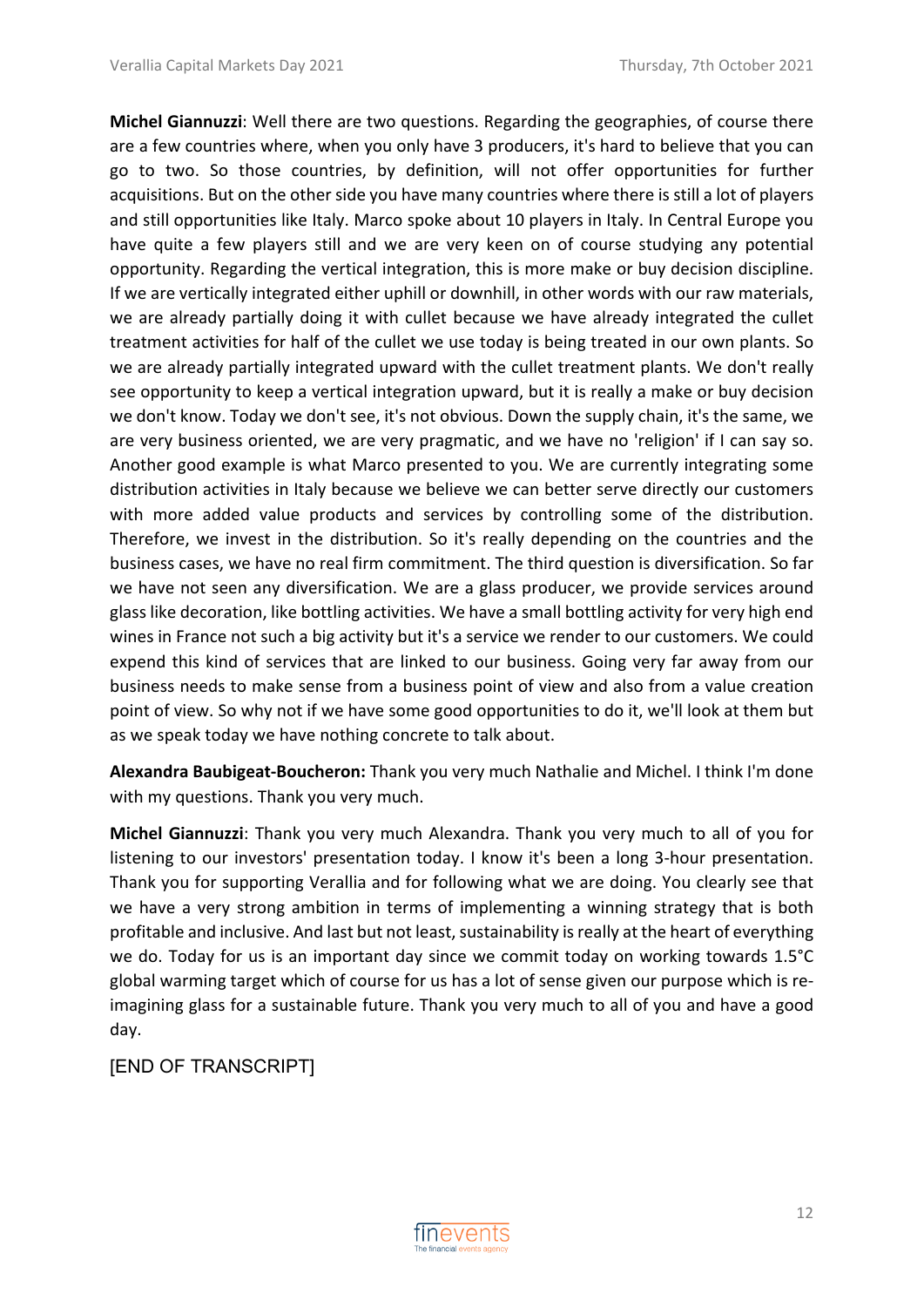**Michel Giannuzzi**: Well there are two questions. Regarding the geographies, of course there are a few countries where, when you only have 3 producers, it's hard to believe that you can go to two. So those countries, by definition, will not offer opportunities for further acquisitions. But on the other side you have many countries where there is still a lot of players and still opportunities like Italy. Marco spoke about 10 players in Italy. In Central Europe you have quite a few players still and we are very keen on of course studying any potential opportunity. Regarding the vertical integration, this is more make or buy decision discipline. If we are vertically integrated either uphill or downhill, in other words with our raw materials, we are already partially doing it with cullet because we have already integrated the cullet treatment activities for half of the cullet we use today is being treated in our own plants. So we are already partially integrated upward with the cullet treatment plants. We don't really see opportunity to keep a vertical integration upward, but it is really a make or buy decision we don't know. Today we don't see, it's not obvious. Down the supply chain, it's the same, we are very business oriented, we are very pragmatic, and we have no 'religion' if I can say so. Another good example is what Marco presented to you. We are currently integrating some distribution activities in Italy because we believe we can better serve directly our customers with more added value products and services by controlling some of the distribution. Therefore, we invest in the distribution. So it's really depending on the countries and the business cases, we have no real firm commitment. The third question is diversification. So far we have not seen any diversification. We are a glass producer, we provide services around glass like decoration, like bottling activities. We have a small bottling activity for very high end wines in France not such a big activity but it's a service we render to our customers. We could expend this kind of services that are linked to our business. Going very far away from our business needs to make sense from a business point of view and also from a value creation point of view. So why not if we have some good opportunities to do it, we'll look at them but as we speak today we have nothing concrete to talk about.

**Alexandra Baubigeat-Boucheron:** Thank you very much Nathalie and Michel. I think I'm done with my questions. Thank you very much.

**Michel Giannuzzi**: Thank you very much Alexandra. Thank you very much to all of you for listening to our investors' presentation today. I know it's been a long 3-hour presentation. Thank you for supporting Verallia and for following what we are doing. You clearly see that we have a very strong ambition in terms of implementing a winning strategy that is both profitable and inclusive. And last but not least, sustainability is really at the heart of everything we do. Today for us is an important day since we commit today on working towards 1.5°C global warming target which of course for us has a lot of sense given our purpose which is re-imagining glass for a sustainable future. Thank you very much to all of you and have a good day.

[END OF TRANSCRIPT]